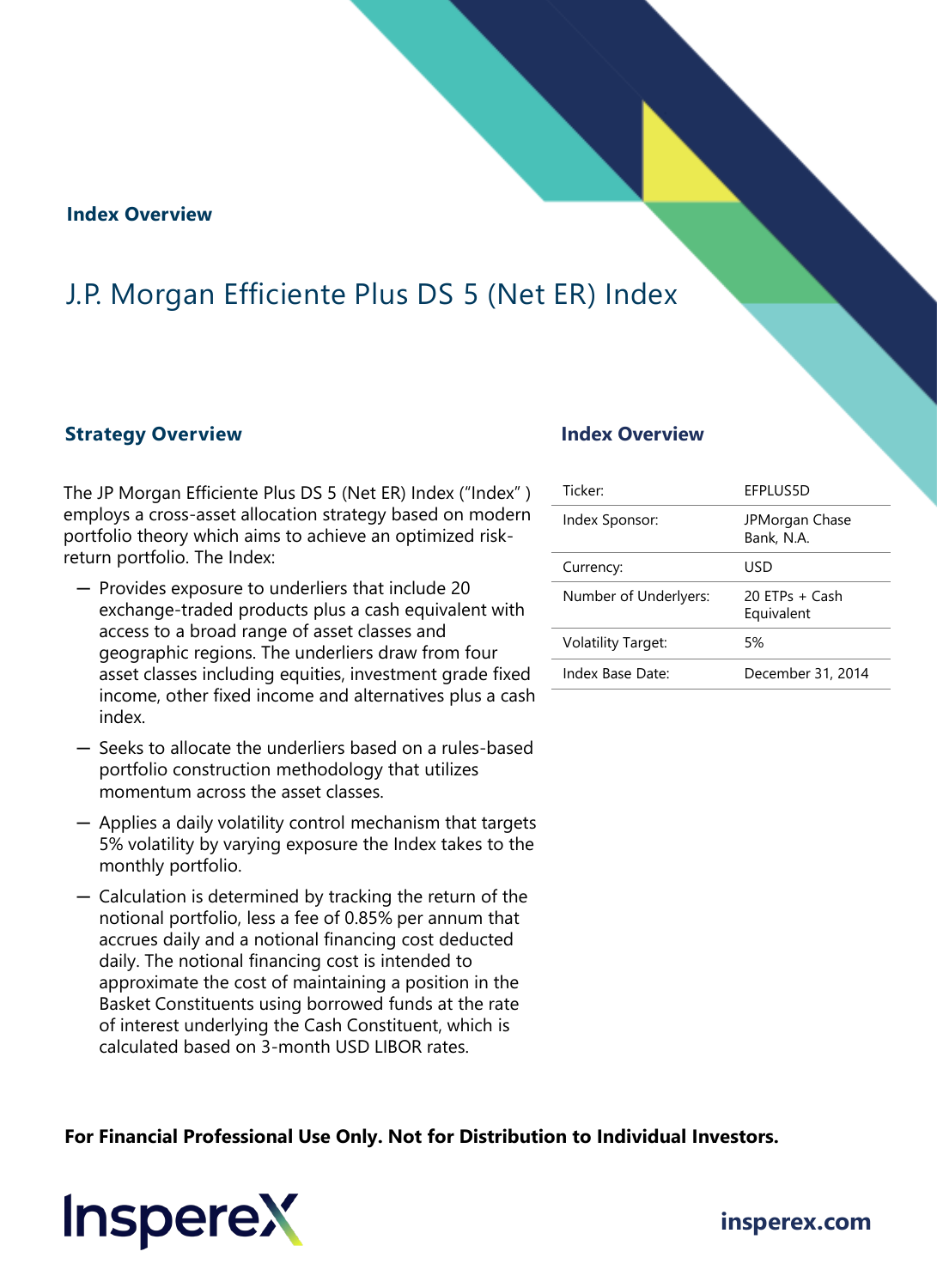**Index Overview**

# J.P. Morgan Efficiente Plus DS 5 (Net ER) Index

## Strategy Overview

The JP Morgan Efficiente Plus DS 5 (Net ER) Index ("Index" ) employs a cross-asset allocation strategy based on modern portfolio theory which aims to achieve an optimized risk-return portfolio. The Index:

- Provides exposure to underliers that include 20 exchange-traded products plus a cash equivalent with access to a broad range of asset classes and geographic regions. The underliers draw from four asset classes including equities, investment grade fixed income, other fixed income and alternatives plus a cash index.
- Seeks to allocate the underliers based on a rules-based portfolio construction methodology that utilizes momentum across the asset classes.
- Applies a daily volatility control mechanism that targets 5% volatility by varying exposure the Index takes to the monthly portfolio.
- Calculation is determined by tracking the return of the notional portfolio, less a fee of 0.85% per annum that accrues daily and a notional financing cost deducted daily. The notional financing cost is intended to approximate the cost of maintaining a position in the Basket Constituents using borrowed funds at the rate of interest underlying the Cash Constituent, which is calculated based on 3-month USD LIBOR rates.

## Index Overview

| | |
|---|---|
| Ticker: | EFPLUS5D |
| Index Sponsor: | JPMorgan Chase Bank, N.A. |
| Currency: | USD |
| Number of Underlyers: | 20 ETPs + Cash Equivalent |
| Volatility Target: | 5% |
| Index Base Date: | December 31, 2014 |

**For Financial Professional Use Only. Not for Distribution to Individual Investors.**

InspereX

**insperex.com**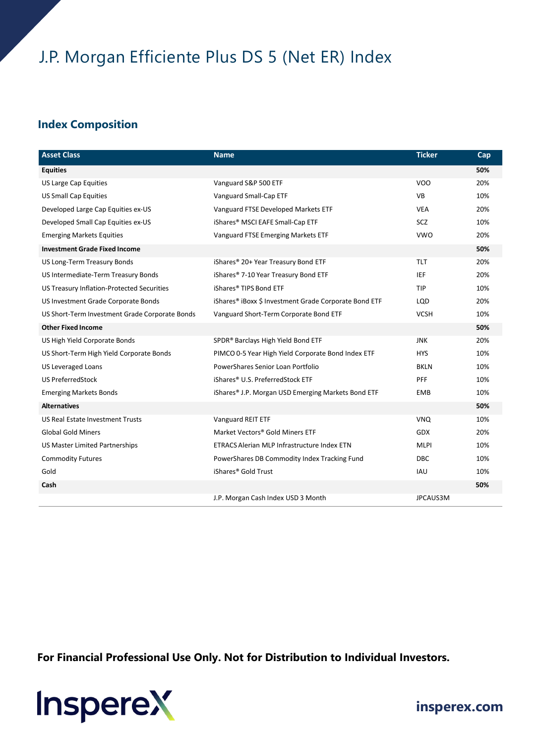# J.P. Morgan Efficiente Plus DS 5 (Net ER) Index

## Index Composition

| Asset Class | Name | Ticker | Cap |
|---|---|---|---|
| **Equities** | | | **50%** |
| US Large Cap Equities | Vanguard S&P 500 ETF | VOO | 20% |
| US Small Cap Equities | Vanguard Small-Cap ETF | VB | 10% |
| Developed Large Cap Equities ex-US | Vanguard FTSE Developed Markets ETF | VEA | 20% |
| Developed Small Cap Equities ex-US | iShares® MSCI EAFE Small-Cap ETF | SCZ | 10% |
| Emerging Markets Equities | Vanguard FTSE Emerging Markets ETF | VWO | 20% |
| **Investment Grade Fixed Income** | | | **50%** |
| US Long-Term Treasury Bonds | iShares® 20+ Year Treasury Bond ETF | TLT | 20% |
| US Intermediate-Term Treasury Bonds | iShares® 7-10 Year Treasury Bond ETF | IEF | 20% |
| US Treasury Inflation-Protected Securities | iShares® TIPS Bond ETF | TIP | 10% |
| US Investment Grade Corporate Bonds | iShares® iBoxx $ Investment Grade Corporate Bond ETF | LQD | 20% |
| US Short-Term Investment Grade Corporate Bonds | Vanguard Short-Term Corporate Bond ETF | VCSH | 10% |
| **Other Fixed Income** | | | **50%** |
| US High Yield Corporate Bonds | SPDR® Barclays High Yield Bond ETF | JNK | 20% |
| US Short-Term High Yield Corporate Bonds | PIMCO 0-5 Year High Yield Corporate Bond Index ETF | HYS | 10% |
| US Leveraged Loans | PowerShares Senior Loan Portfolio | BKLN | 10% |
| US PreferredStock | iShares® U.S. PreferredStock ETF | PFF | 10% |
| Emerging Markets Bonds | iShares® J.P. Morgan USD Emerging Markets Bond ETF | EMB | 10% |
| **Alternatives** | | | **50%** |
| US Real Estate Investment Trusts | Vanguard REIT ETF | VNQ | 10% |
| Global Gold Miners | Market Vectors® Gold Miners ETF | GDX | 20% |
| US Master Limited Partnerships | ETRACS Alerian MLP Infrastructure Index ETN | MLPI | 10% |
| Commodity Futures | PowerShares DB Commodity Index Tracking Fund | DBC | 10% |
| Gold | iShares® Gold Trust | IAU | 10% |
| **Cash** | | | **50%** |
| | J.P. Morgan Cash Index USD 3 Month | JPCAUS3M | |

**For Financial Professional Use Only. Not for Distribution to Individual Investors.**

InspereX

**insperex.com**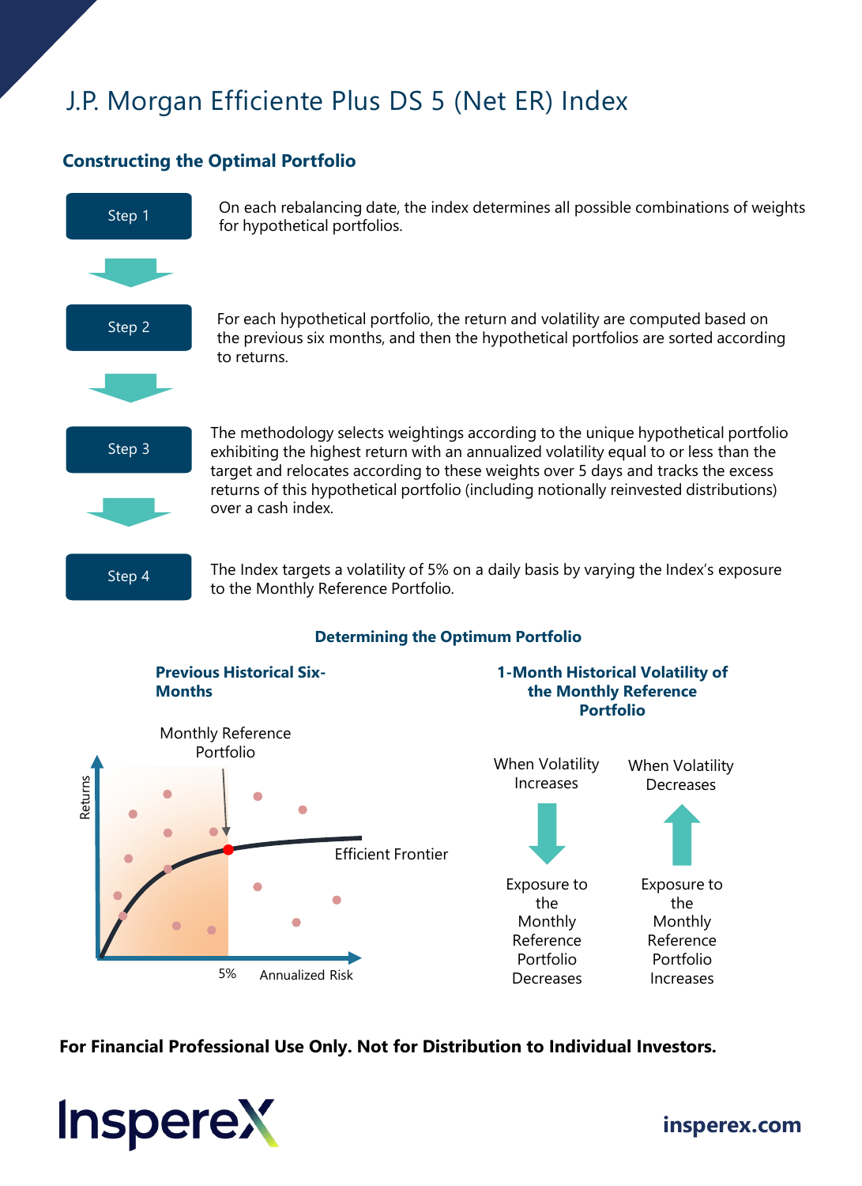# J.P. Morgan Efficiente Plus DS 5 (Net ER) Index

## Constructing the Optimal Portfolio

**Step 1**

On each rebalancing date, the index determines all possible combinations of weights for hypothetical portfolios.

**Step 2**

For each hypothetical portfolio, the return and volatility are computed based on the previous six months, and then the hypothetical portfolios are sorted according to returns.

**Step 3**

The methodology selects weightings according to the unique hypothetical portfolio exhibiting the highest return with an annualized volatility equal to or less than the target and relocates according to these weights over 5 days and tracks the excess returns of this hypothetical portfolio (including notionally reinvested distributions) over a cash index.

**Step 4**

The Index targets a volatility of 5% on a daily basis by varying the Index's exposure to the Monthly Reference Portfolio.

### Determining the Optimum Portfolio

**Previous Historical Six-Months**

Monthly Reference Portfolio

Returns

Efficient Frontier

5% Annualized Risk

**1-Month Historical Volatility of the Monthly Reference Portfolio**

| When Volatility Increases | When Volatility Decreases |
| --- | --- |
| Exposure to the Monthly Reference Portfolio Decreases | Exposure to the Monthly Reference Portfolio Increases |

**For Financial Professional Use Only. Not for Distribution to Individual Investors.**

InspereX

insperex.com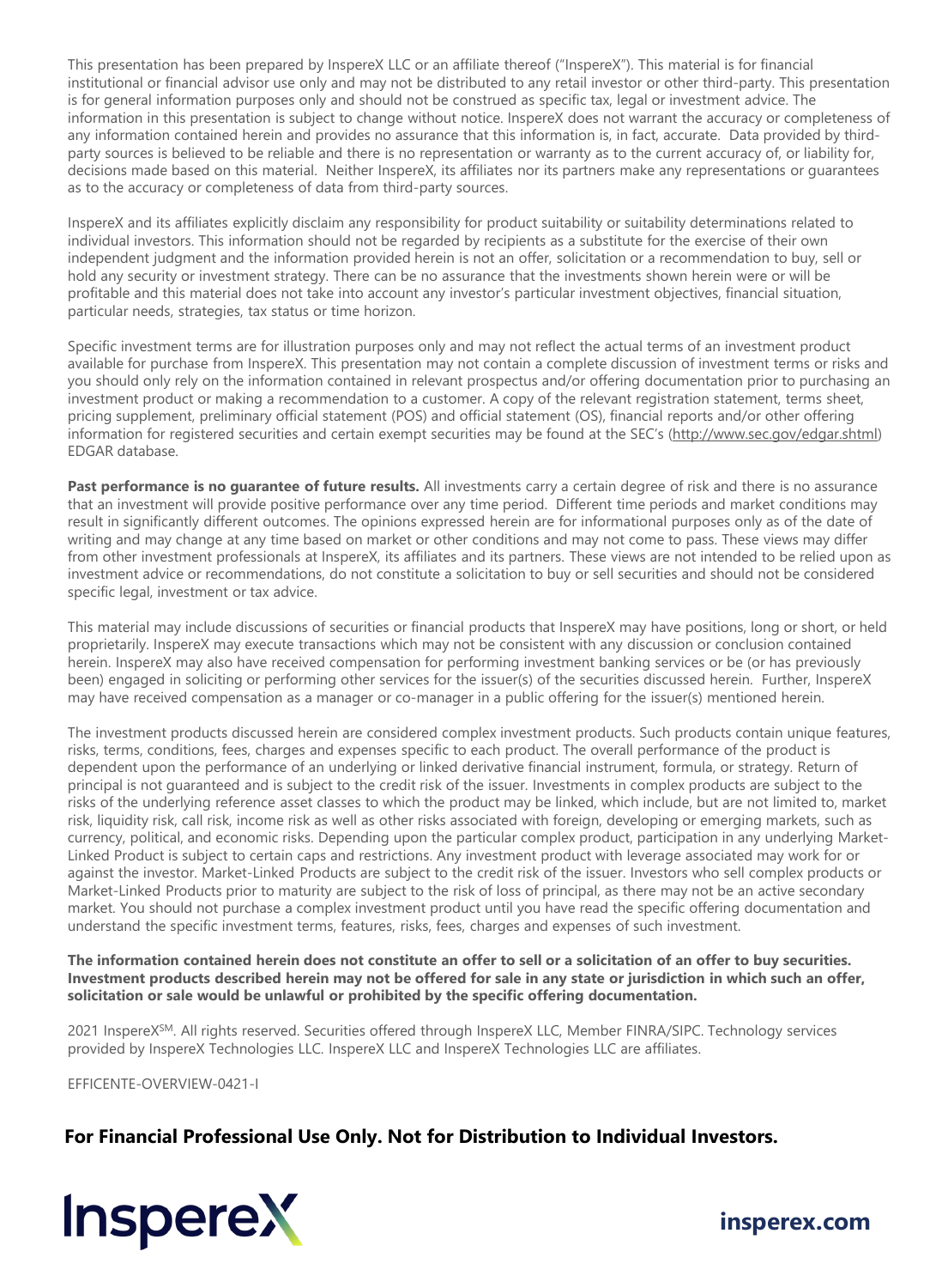This presentation has been prepared by InspereX LLC or an affiliate thereof ("InspereX"). This material is for financial institutional or financial advisor use only and may not be distributed to any retail investor or other third-party. This presentation is for general information purposes only and should not be construed as specific tax, legal or investment advice. The information in this presentation is subject to change without notice. InspereX does not warrant the accuracy or completeness of any information contained herein and provides no assurance that this information is, in fact, accurate. Data provided by third-party sources is believed to be reliable and there is no representation or warranty as to the current accuracy of, or liability for, decisions made based on this material. Neither InspereX, its affiliates nor its partners make any representations or guarantees as to the accuracy or completeness of data from third-party sources.

InspereX and its affiliates explicitly disclaim any responsibility for product suitability or suitability determinations related to individual investors. This information should not be regarded by recipients as a substitute for the exercise of their own independent judgment and the information provided herein is not an offer, solicitation or a recommendation to buy, sell or hold any security or investment strategy. There can be no assurance that the investments shown herein were or will be profitable and this material does not take into account any investor's particular investment objectives, financial situation, particular needs, strategies, tax status or time horizon.

Specific investment terms are for illustration purposes only and may not reflect the actual terms of an investment product available for purchase from InspereX. This presentation may not contain a complete discussion of investment terms or risks and you should only rely on the information contained in relevant prospectus and/or offering documentation prior to purchasing an investment product or making a recommendation to a customer. A copy of the relevant registration statement, terms sheet, pricing supplement, preliminary official statement (POS) and official statement (OS), financial reports and/or other offering information for registered securities and certain exempt securities may be found at the SEC's (http://www.sec.gov/edgar.shtml) EDGAR database.

**Past performance is no guarantee of future results.** All investments carry a certain degree of risk and there is no assurance that an investment will provide positive performance over any time period. Different time periods and market conditions may result in significantly different outcomes. The opinions expressed herein are for informational purposes only as of the date of writing and may change at any time based on market or other conditions and may not come to pass. These views may differ from other investment professionals at InspereX, its affiliates and its partners. These views are not intended to be relied upon as investment advice or recommendations, do not constitute a solicitation to buy or sell securities and should not be considered specific legal, investment or tax advice.

This material may include discussions of securities or financial products that InspereX may have positions, long or short, or held proprietarily. InspereX may execute transactions which may not be consistent with any discussion or conclusion contained herein. InspereX may also have received compensation for performing investment banking services or be (or has previously been) engaged in soliciting or performing other services for the issuer(s) of the securities discussed herein. Further, InspereX may have received compensation as a manager or co-manager in a public offering for the issuer(s) mentioned herein.

The investment products discussed herein are considered complex investment products. Such products contain unique features, risks, terms, conditions, fees, charges and expenses specific to each product. The overall performance of the product is dependent upon the performance of an underlying or linked derivative financial instrument, formula, or strategy. Return of principal is not guaranteed and is subject to the credit risk of the issuer. Investments in complex products are subject to the risks of the underlying reference asset classes to which the product may be linked, which include, but are not limited to, market risk, liquidity risk, call risk, income risk as well as other risks associated with foreign, developing or emerging markets, such as currency, political, and economic risks. Depending upon the particular complex product, participation in any underlying Market-Linked Product is subject to certain caps and restrictions. Any investment product with leverage associated may work for or against the investor. Market-Linked Products are subject to the credit risk of the issuer. Investors who sell complex products or Market-Linked Products prior to maturity are subject to the risk of loss of principal, as there may not be an active secondary market. You should not purchase a complex investment product until you have read the specific offering documentation and understand the specific investment terms, features, risks, fees, charges and expenses of such investment.

**The information contained herein does not constitute an offer to sell or a solicitation of an offer to buy securities. Investment products described herein may not be offered for sale in any state or jurisdiction in which such an offer, solicitation or sale would be unlawful or prohibited by the specific offering documentation.**

2021 InspereX℠. All rights reserved. Securities offered through InspereX LLC, Member FINRA/SIPC. Technology services provided by InspereX Technologies LLC. InspereX LLC and InspereX Technologies LLC are affiliates.

EFFICENTE-OVERVIEW-0421-I

**For Financial Professional Use Only. Not for Distribution to Individual Investors.**

InspereX

**insperex.com**